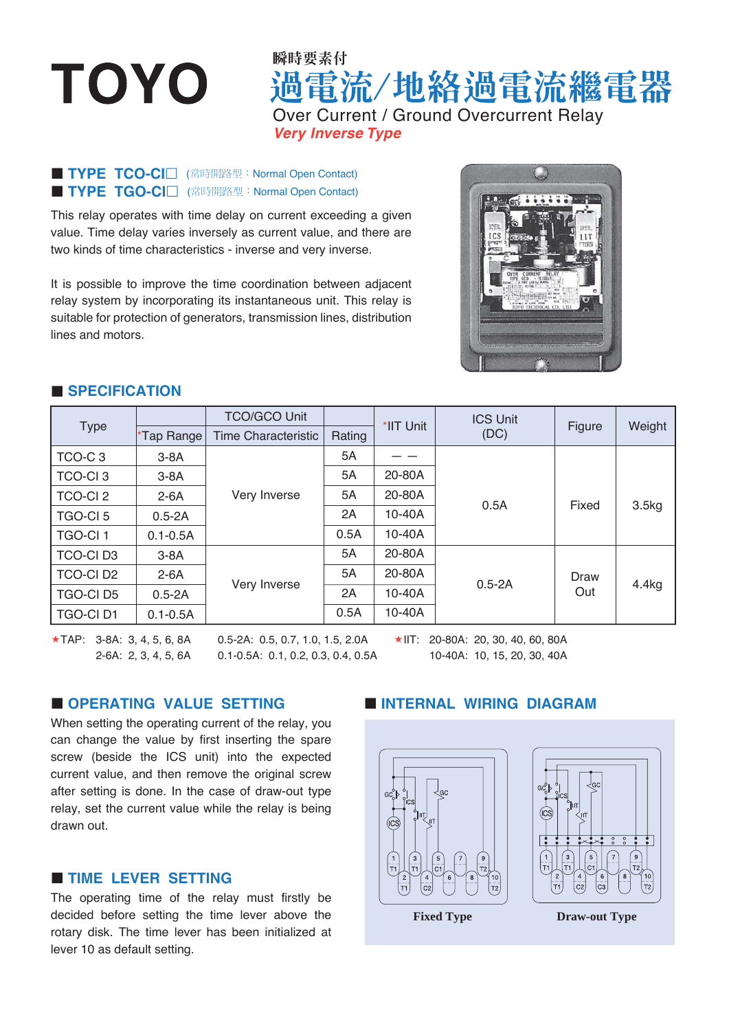# TOYO

瞬時要素付

# 過電流/地絡過電流繼電器

Over Current / Ground Overcurrent Relay

***Very Inverse Type***

- **TYPE TCO-CI□** (常時開路型：Normal Open Contact)
- **TYPE TGO-CI□** (常時開路型：Normal Open Contact)

This relay operates with time delay on current exceeding a given value. Time delay varies inversely as current value, and there are two kinds of time characteristics - inverse and very inverse.

It is possible to improve the time coordination between adjacent relay system by incorporating its instantaneous unit. This relay is suitable for protection of generators, transmission lines, distribution lines and motors.

## SPECIFICATION

| Type | TCO/GCO Unit | | | *IIT Unit | ICS Unit (DC) | Figure | Weight |
|---|---|---|---|---|---|---|---|
| | *Tap Range | Time Characteristic | Rating | | | | |
| TCO-C 3 | 3-8A | Very Inverse | 5A | — — | 0.5A | Fixed | 3.5kg |
| TCO-CI 3 | 3-8A | | 5A | 20-80A | | | |
| TCO-CI 2 | 2-6A | | 5A | 20-80A | | | |
| TGO-CI 5 | 0.5-2A | | 2A | 10-40A | | | |
| TGO-CI 1 | 0.1-0.5A | | 0.5A | 10-40A | | | |
| TCO-CI D3 | 3-8A | Very Inverse | 5A | 20-80A | 0.5-2A | Draw Out | 4.4kg |
| TCO-CI D2 | 2-6A | | 5A | 20-80A | | | |
| TGO-CI D5 | 0.5-2A | | 2A | 10-40A | | | |
| TGO-CI D1 | 0.1-0.5A | | 0.5A | 10-40A | | | |

★TAP: 3-8A: 3, 4, 5, 6, 8A　　0.5-2A: 0.5, 0.7, 1.0, 1.5, 2.0A
　　　2-6A: 2, 3, 4, 5, 6A　　0.1-0.5A: 0.1, 0.2, 0.3, 0.4, 0.5A

★IIT: 20-80A: 20, 30, 40, 60, 80A
　　　10-40A: 10, 15, 20, 30, 40A

## OPERATING VALUE SETTING

When setting the operating current of the relay, you can change the value by first inserting the spare screw (beside the ICS unit) into the expected current value, and then remove the original screw after setting is done. In the case of draw-out type relay, set the current value while the relay is being drawn out.

## TIME LEVER SETTING

The operating time of the relay must firstly be decided before setting the time lever above the rotary disk. The time lever has been initialized at lever 10 as default setting.

## INTERNAL WIRING DIAGRAM

Fixed Type　　Draw-out Type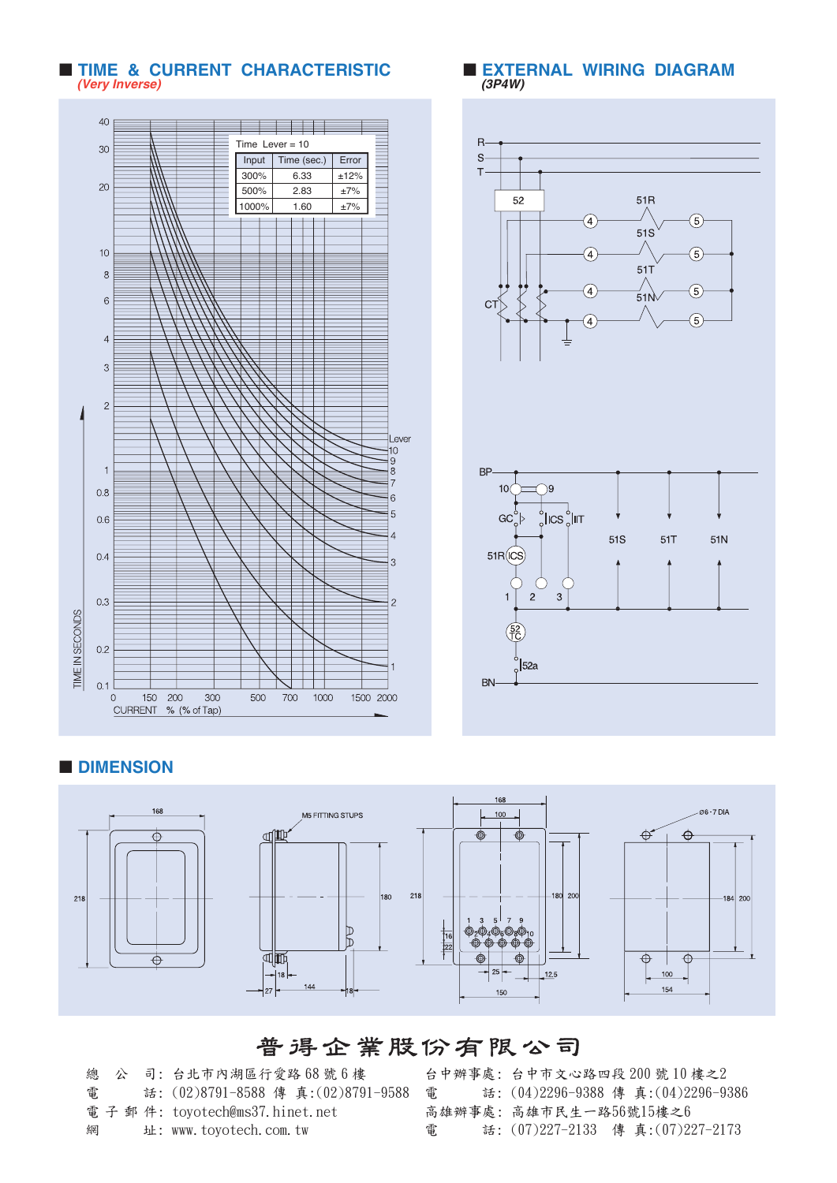## TIME & CURRENT CHARACTERISTIC

*(Very Inverse)*

Time Lever = 10

| Input | Time (sec.) | Error |
|---|---|---|
| 300% | 6.33 | ±12% |
| 500% | 2.83 | ±7% |
| 1000% | 1.60 | ±7% |

TIME IN SECONDS

40, 30, 20, 10, 8, 6, 4, 3, 2, 1, 0.8, 0.6, 0.4, 0.3, 0.2, 0.1

Lever: 10, 9, 8, 7, 6, 5, 4, 3, 2, 1

0, 150, 200, 300, 500, 700, 1000, 1500, 2000

CURRENT % (% of Tap)

## EXTERNAL WIRING DIAGRAM

*(3P4W)*

R, S, T, 52, 51R, 51S, 51T, 51N, CT, 4, 5

BP, 10, 9, GC, ICS, IIT, 51R, ICS, 1, 2, 3, 51S, 51T, 51N, 52 TC, 52a, BN

## DIMENSION

168, 218, M5 FITTING STUPS, 180, 18, 27, 144, 18, 168, 100, 218, 180, 200, 16, 22, 1, 3, 5, 7, 9, 2, 4, 6, 8, 10, 25, 12.5, 150, Ø6-7 DIA, 184, 200, 100, 154

# 普謙企業股份有限公司

總 公 司: 台北市內湖區行愛路 68 號 6 樓
電 話: (02)8791-8588 傳 真:(02)8791-9588
電子郵件: toyotech@ms37.hinet.net
網 址: www.toyotech.com.tw

台中辦事處: 台中市文心路四段 200 號 10 樓之2
電 話: (04)2296-9388 傳 真:(04)2296-9386
高雄辦事處: 高雄市民生一路56號15樓之6
電 話: (07)227-2133 傳 真:(07)227-2173